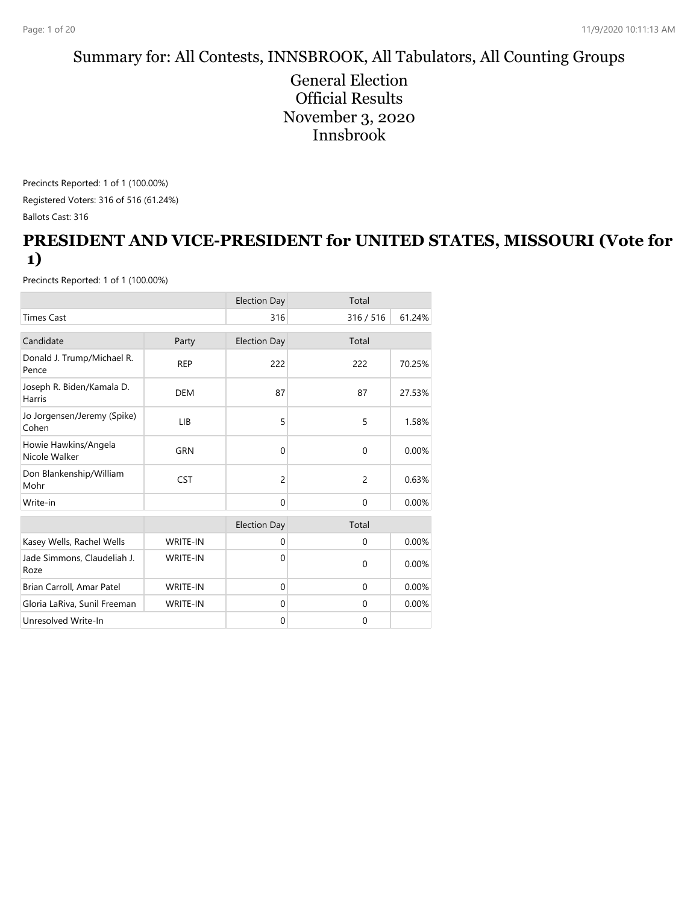# Summary for: All Contests, INNSBROOK, All Tabulators, All Counting Groups

General Election
Official Results
November 3, 2020
Innsbrook

Precincts Reported: 1 of 1 (100.00%)

Registered Voters: 316 of 516 (61.24%)

Ballots Cast: 316

## PRESIDENT AND VICE-PRESIDENT for UNITED STATES, MISSOURI (Vote for 1)

Precincts Reported: 1 of 1 (100.00%)

| | | Election Day | Total | |
|---|---|---|---|---|
| Times Cast | | 316 | 316 / 516 | 61.24% |

| Candidate | Party | Election Day | Total | |
|---|---|---|---|---|
| Donald J. Trump/Michael R. Pence | REP | 222 | 222 | 70.25% |
| Joseph R. Biden/Kamala D. Harris | DEM | 87 | 87 | 27.53% |
| Jo Jorgensen/Jeremy (Spike) Cohen | LIB | 5 | 5 | 1.58% |
| Howie Hawkins/Angela Nicole Walker | GRN | 0 | 0 | 0.00% |
| Don Blankenship/William Mohr | CST | 2 | 2 | 0.63% |
| Write-in | | 0 | 0 | 0.00% |

| | | Election Day | Total | |
|---|---|---|---|---|
| Kasey Wells, Rachel Wells | WRITE-IN | 0 | 0 | 0.00% |
| Jade Simmons, Claudeliah J. Roze | WRITE-IN | 0 | 0 | 0.00% |
| Brian Carroll, Amar Patel | WRITE-IN | 0 | 0 | 0.00% |
| Gloria LaRiva, Sunil Freeman | WRITE-IN | 0 | 0 | 0.00% |
| Unresolved Write-In | | 0 | 0 | |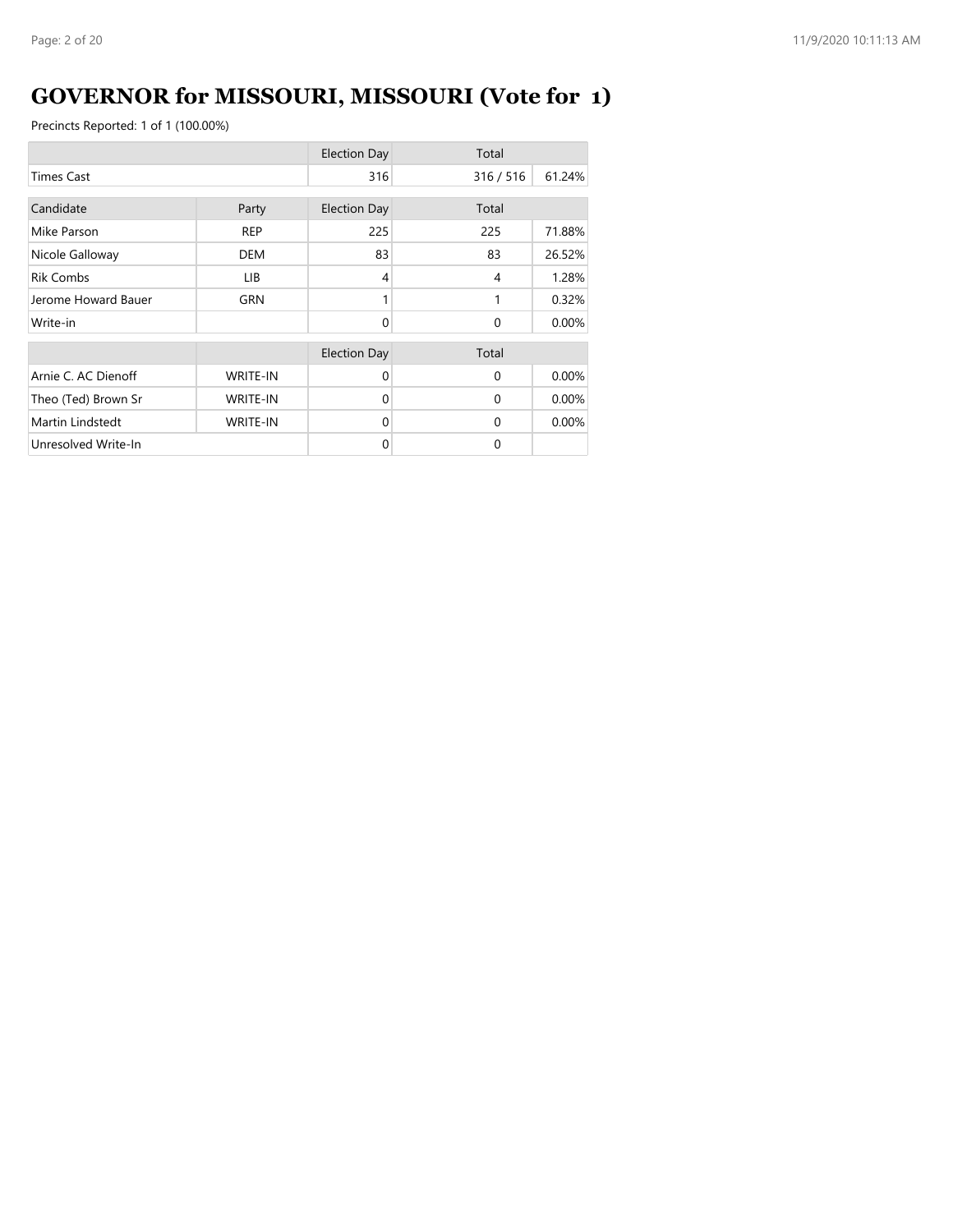# GOVERNOR for MISSOURI, MISSOURI (Vote for 1)

Precincts Reported: 1 of 1 (100.00%)

| | | Election Day | Total | |
|---|---|---|---|---|
| Times Cast | | 316 | 316 / 516 | 61.24% |

| Candidate | Party | Election Day | Total | |
|---|---|---|---|---|
| Mike Parson | REP | 225 | 225 | 71.88% |
| Nicole Galloway | DEM | 83 | 83 | 26.52% |
| Rik Combs | LIB | 4 | 4 | 1.28% |
| Jerome Howard Bauer | GRN | 1 | 1 | 0.32% |
| Write-in | | 0 | 0 | 0.00% |

| | | Election Day | Total | |
|---|---|---|---|---|
| Arnie C. AC Dienoff | WRITE-IN | 0 | 0 | 0.00% |
| Theo (Ted) Brown Sr | WRITE-IN | 0 | 0 | 0.00% |
| Martin Lindstedt | WRITE-IN | 0 | 0 | 0.00% |
| Unresolved Write-In | | 0 | 0 | |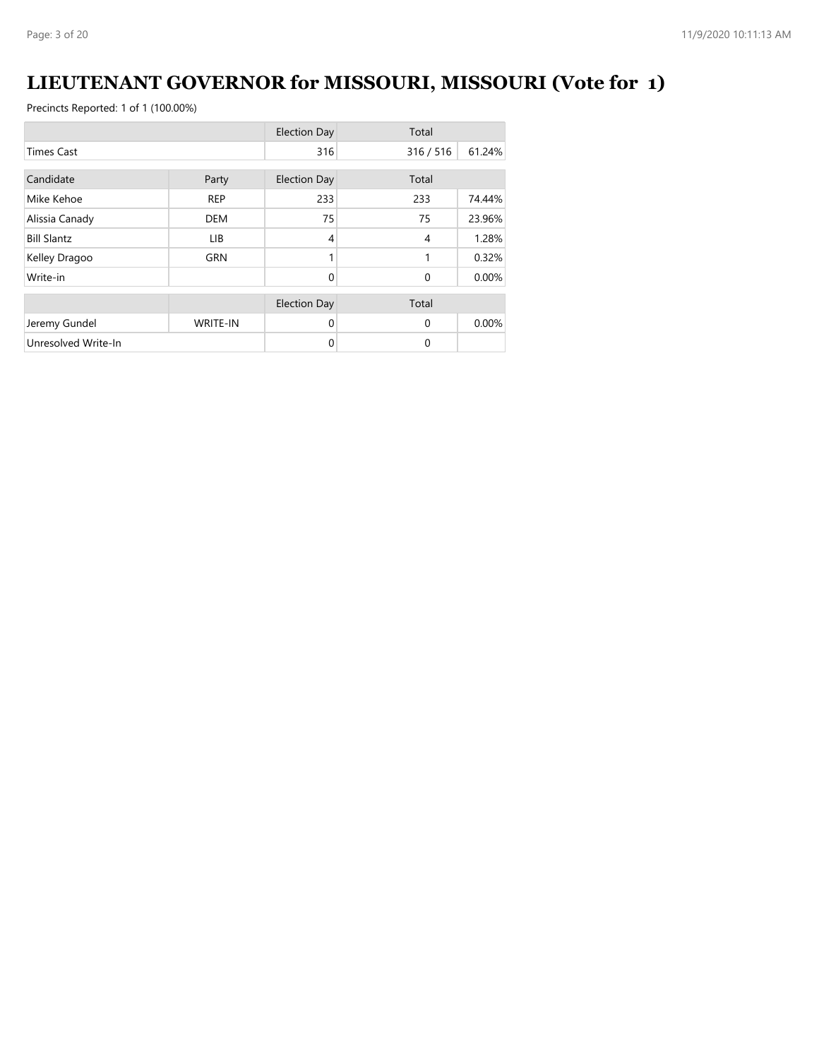# LIEUTENANT GOVERNOR for MISSOURI, MISSOURI (Vote for 1)

Precincts Reported: 1 of 1 (100.00%)

| | | Election Day | Total | |
|---|---|---|---|---|
| Times Cast | | 316 | 316 / 516 | 61.24% |

| Candidate | Party | Election Day | Total | |
|---|---|---|---|---|
| Mike Kehoe | REP | 233 | 233 | 74.44% |
| Alissia Canady | DEM | 75 | 75 | 23.96% |
| Bill Slantz | LIB | 4 | 4 | 1.28% |
| Kelley Dragoo | GRN | 1 | 1 | 0.32% |
| Write-in | | 0 | 0 | 0.00% |

| | | Election Day | Total | |
|---|---|---|---|---|
| Jeremy Gundel | WRITE-IN | 0 | 0 | 0.00% |
| Unresolved Write-In | | 0 | 0 | |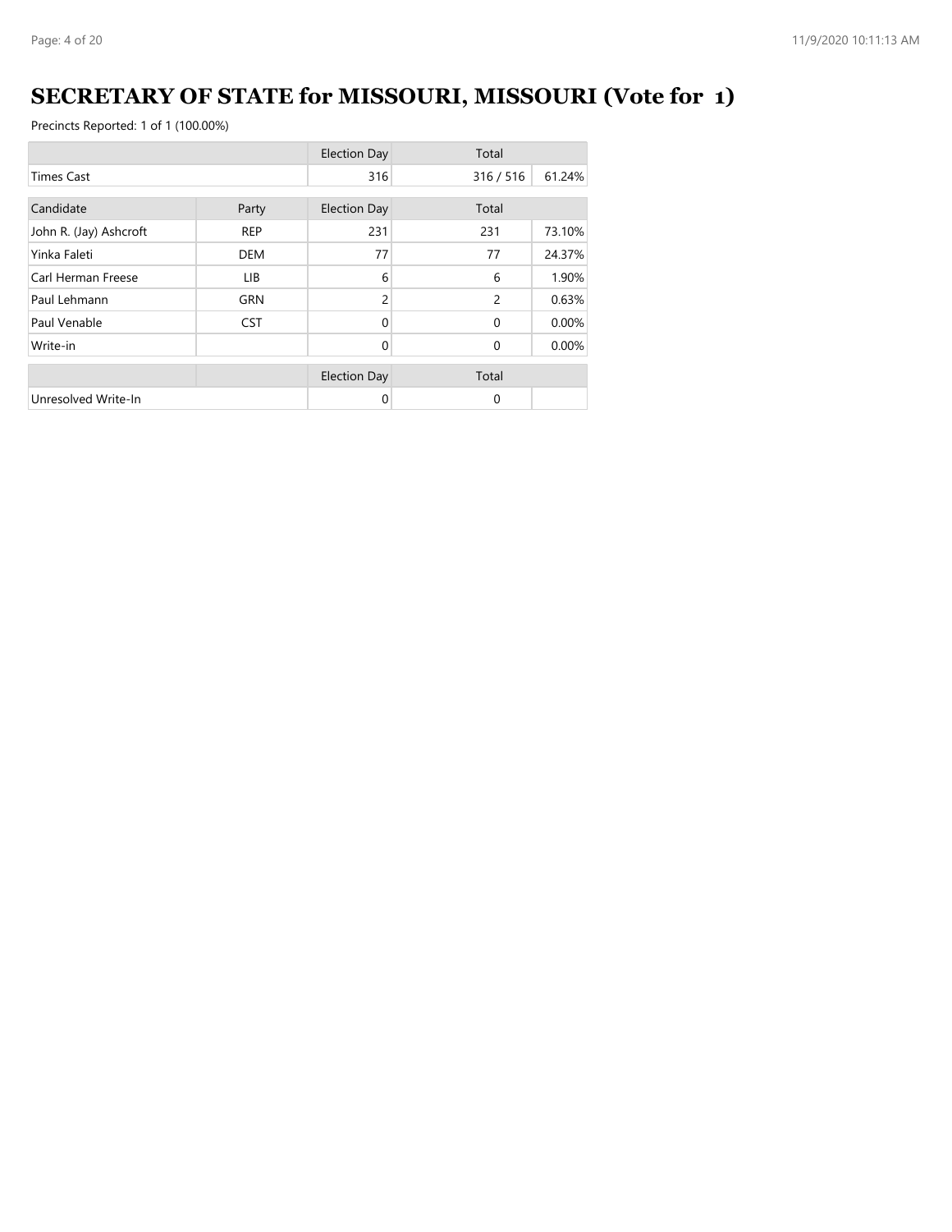# SECRETARY OF STATE for MISSOURI, MISSOURI (Vote for 1)

Precincts Reported: 1 of 1 (100.00%)

| | | Election Day | Total | |
|---|---|---|---|---|
| Times Cast | | 316 | 316 / 516 | 61.24% |

| Candidate | Party | Election Day | Total | |
|---|---|---|---|---|
| John R. (Jay) Ashcroft | REP | 231 | 231 | 73.10% |
| Yinka Faleti | DEM | 77 | 77 | 24.37% |
| Carl Herman Freese | LIB | 6 | 6 | 1.90% |
| Paul Lehmann | GRN | 2 | 2 | 0.63% |
| Paul Venable | CST | 0 | 0 | 0.00% |
| Write-in | | 0 | 0 | 0.00% |

| | | Election Day | Total | |
|---|---|---|---|---|
| Unresolved Write-In | | 0 | 0 | |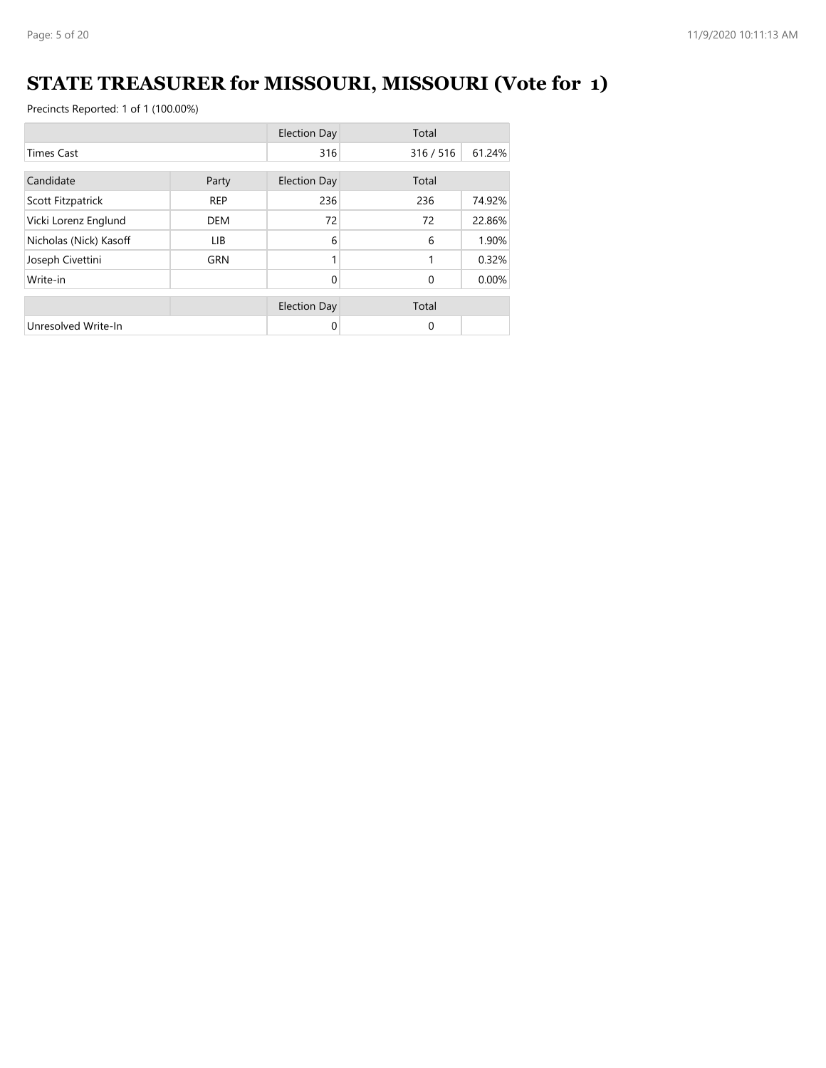# STATE TREASURER for MISSOURI, MISSOURI (Vote for 1)

Precincts Reported: 1 of 1 (100.00%)

| | | Election Day | Total | |
|---|---|---|---|---|
| Times Cast | | 316 | 316 / 516 | 61.24% |

| Candidate | Party | Election Day | Total | |
|---|---|---|---|---|
| Scott Fitzpatrick | REP | 236 | 236 | 74.92% |
| Vicki Lorenz Englund | DEM | 72 | 72 | 22.86% |
| Nicholas (Nick) Kasoff | LIB | 6 | 6 | 1.90% |
| Joseph Civettini | GRN | 1 | 1 | 0.32% |
| Write-in | | 0 | 0 | 0.00% |

| | | Election Day | Total | |
|---|---|---|---|---|
| Unresolved Write-In | | 0 | 0 | |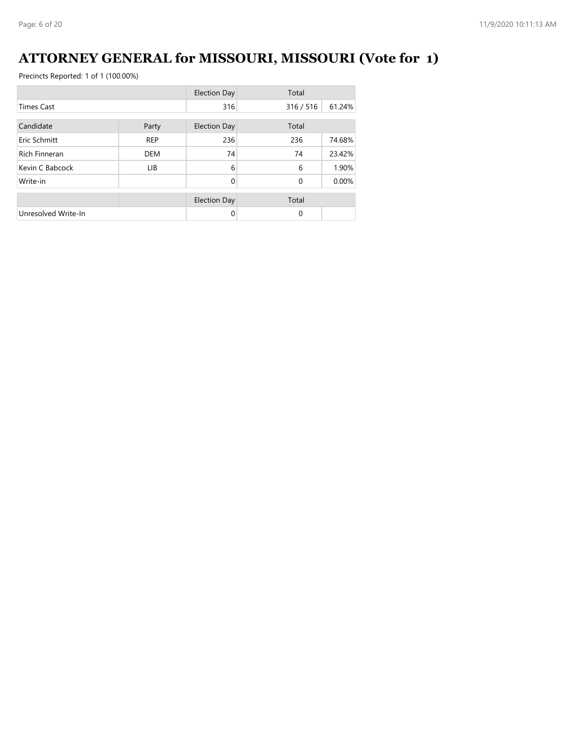# ATTORNEY GENERAL for MISSOURI, MISSOURI (Vote for 1)

Precincts Reported: 1 of 1 (100.00%)

| | | Election Day | Total | |
|---|---|---|---|---|
| Times Cast | | 316 | 316 / 516 | 61.24% |

| Candidate | Party | Election Day | Total | |
|---|---|---|---|---|
| Eric Schmitt | REP | 236 | 236 | 74.68% |
| Rich Finneran | DEM | 74 | 74 | 23.42% |
| Kevin C Babcock | LIB | 6 | 6 | 1.90% |
| Write-in | | 0 | 0 | 0.00% |

| | | Election Day | Total | |
|---|---|---|---|---|
| Unresolved Write-In | | 0 | 0 | |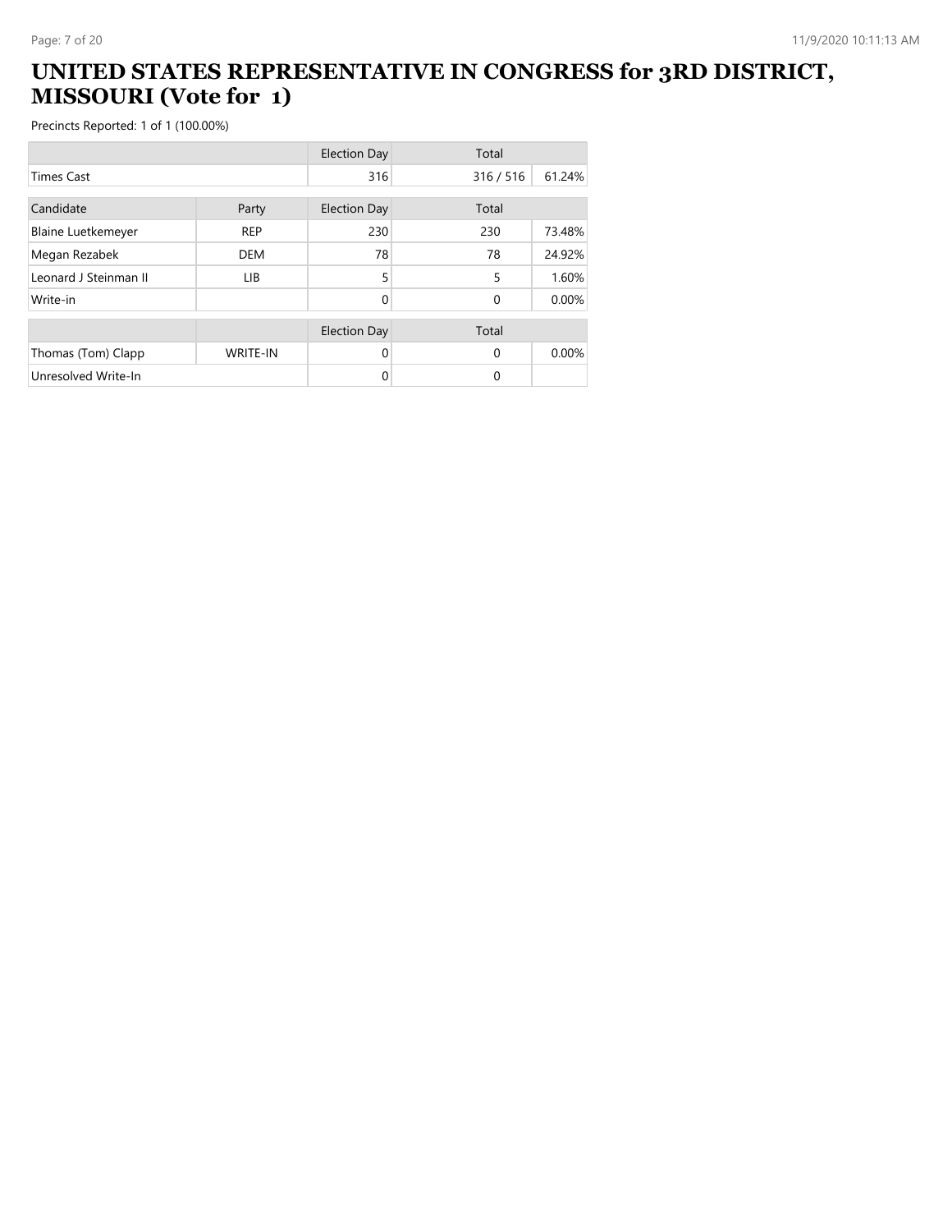# UNITED STATES REPRESENTATIVE IN CONGRESS for 3RD DISTRICT, MISSOURI (Vote for 1)

Precincts Reported: 1 of 1 (100.00%)

| | | Election Day | Total | |
|---|---|---|---|---|
| Times Cast | | 316 | 316 / 516 | 61.24% |

| Candidate | Party | Election Day | Total | |
|---|---|---|---|---|
| Blaine Luetkemeyer | REP | 230 | 230 | 73.48% |
| Megan Rezabek | DEM | 78 | 78 | 24.92% |
| Leonard J Steinman II | LIB | 5 | 5 | 1.60% |
| Write-in | | 0 | 0 | 0.00% |

| | | Election Day | Total | |
|---|---|---|---|---|
| Thomas (Tom) Clapp | WRITE-IN | 0 | 0 | 0.00% |
| Unresolved Write-In | | 0 | 0 | |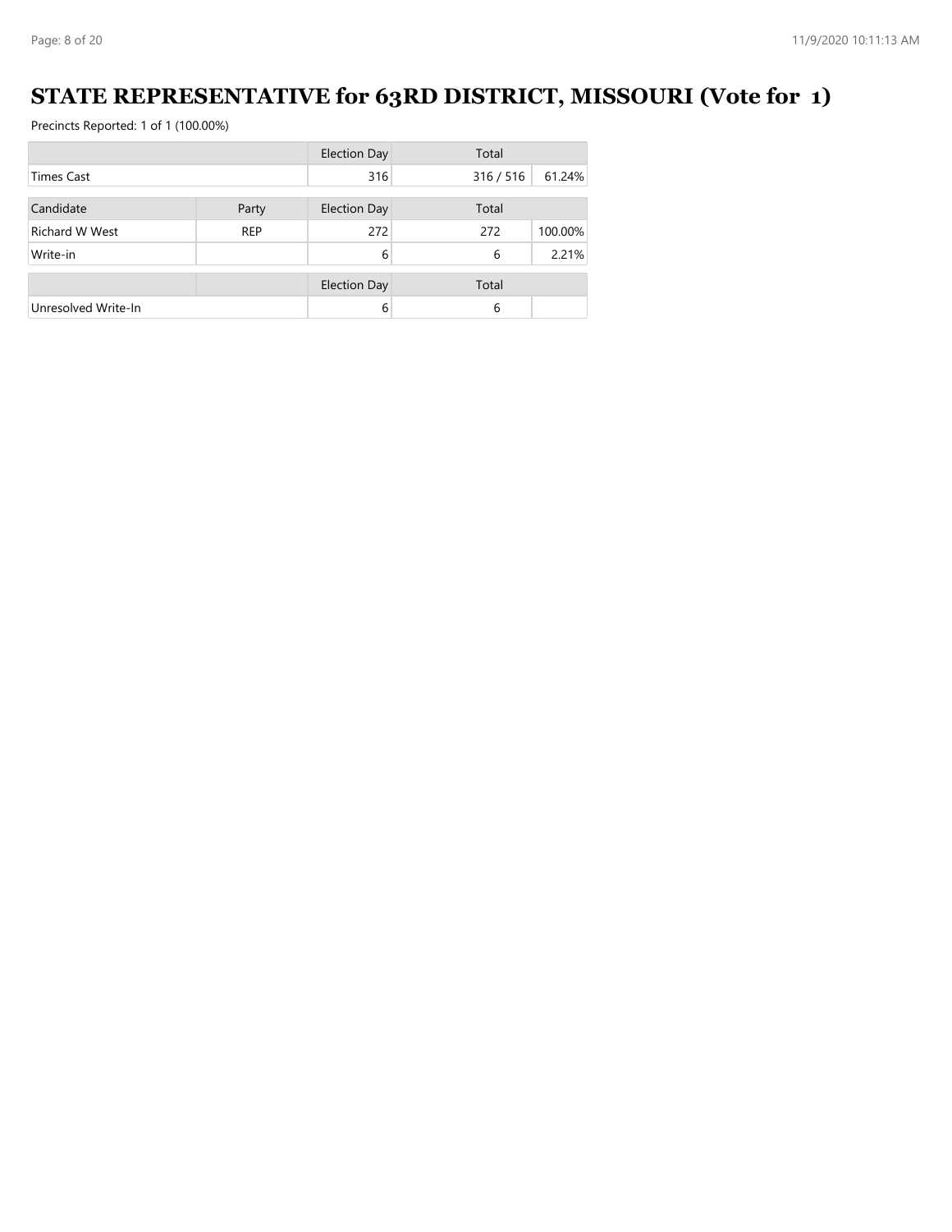# STATE REPRESENTATIVE for 63RD DISTRICT, MISSOURI (Vote for 1)

Precincts Reported: 1 of 1 (100.00%)

| | | Election Day | Total | |
|---|---|---|---|---|
| Times Cast | | 316 | 316 / 516 | 61.24% |

| Candidate | Party | Election Day | Total | |
|---|---|---|---|---|
| Richard W West | REP | 272 | 272 | 100.00% |
| Write-in | | 6 | 6 | 2.21% |

| | | Election Day | Total | |
|---|---|---|---|---|
| Unresolved Write-In | | 6 | 6 | |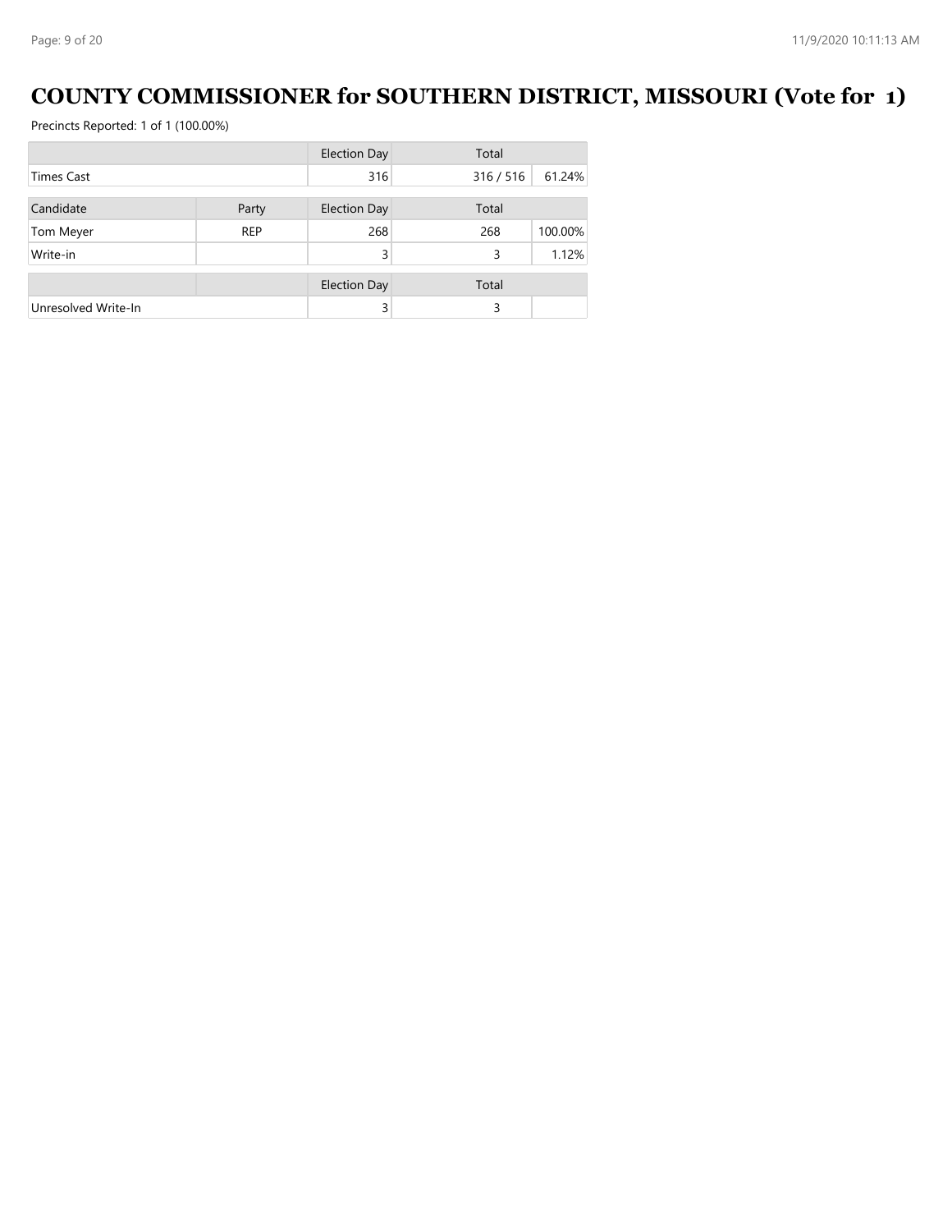# COUNTY COMMISSIONER for SOUTHERN DISTRICT, MISSOURI (Vote for 1)

Precincts Reported: 1 of 1 (100.00%)

| | | Election Day | Total | |
|---|---|---|---|---|
| Times Cast | | 316 | 316 / 516 | 61.24% |

| Candidate | Party | Election Day | Total | |
|---|---|---|---|---|
| Tom Meyer | REP | 268 | 268 | 100.00% |
| Write-in | | 3 | 3 | 1.12% |

| | | Election Day | Total | |
|---|---|---|---|---|
| Unresolved Write-In | | 3 | 3 | |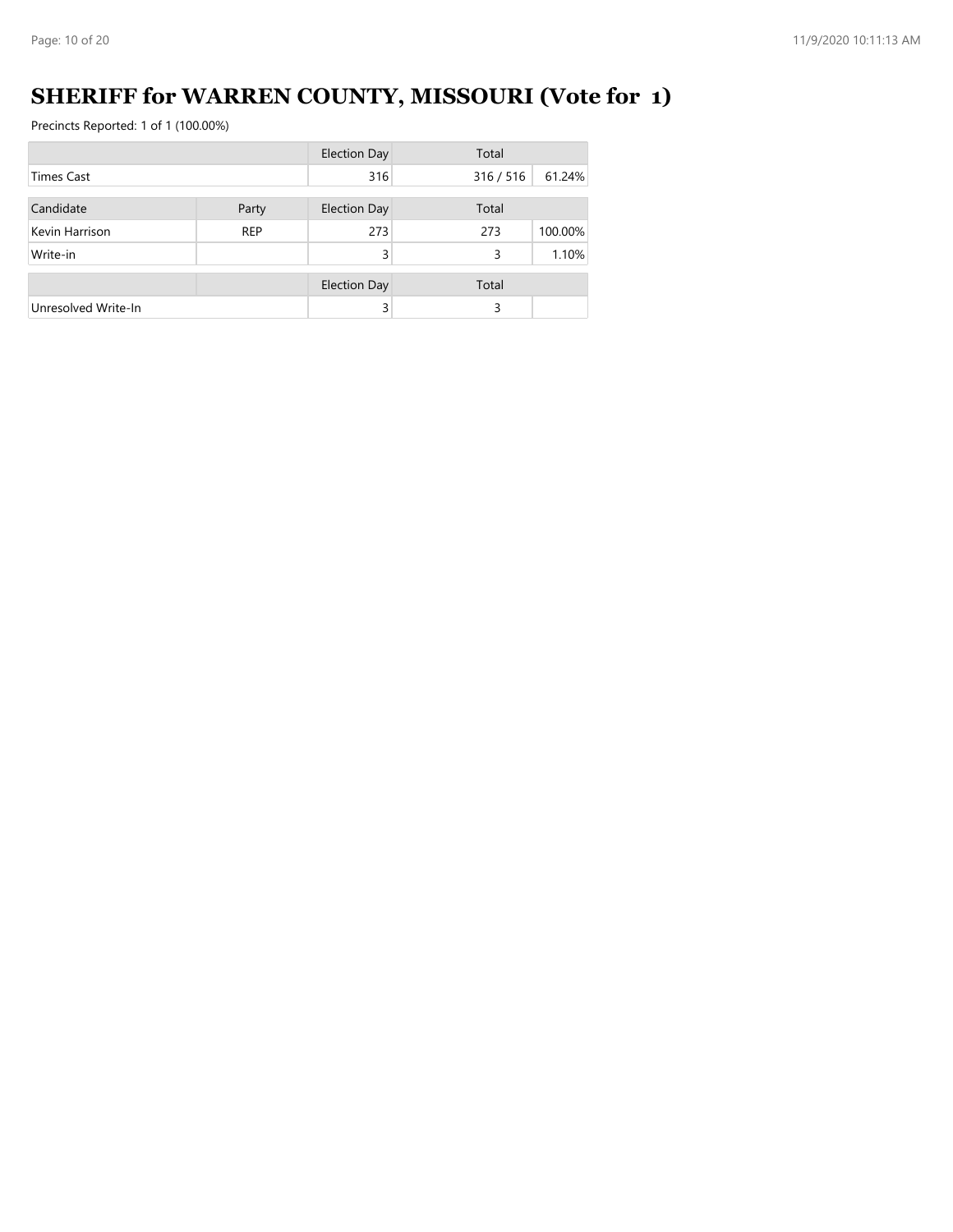# SHERIFF for WARREN COUNTY, MISSOURI (Vote for 1)

Precincts Reported: 1 of 1 (100.00%)

| | | Election Day | Total | |
|---|---|---|---|---|
| Times Cast | | 316 | 316 / 516 | 61.24% |

| Candidate | Party | Election Day | Total | |
|---|---|---|---|---|
| Kevin Harrison | REP | 273 | 273 | 100.00% |
| Write-in | | 3 | 3 | 1.10% |

| | | Election Day | Total | |
|---|---|---|---|---|
| Unresolved Write-In | | 3 | 3 | |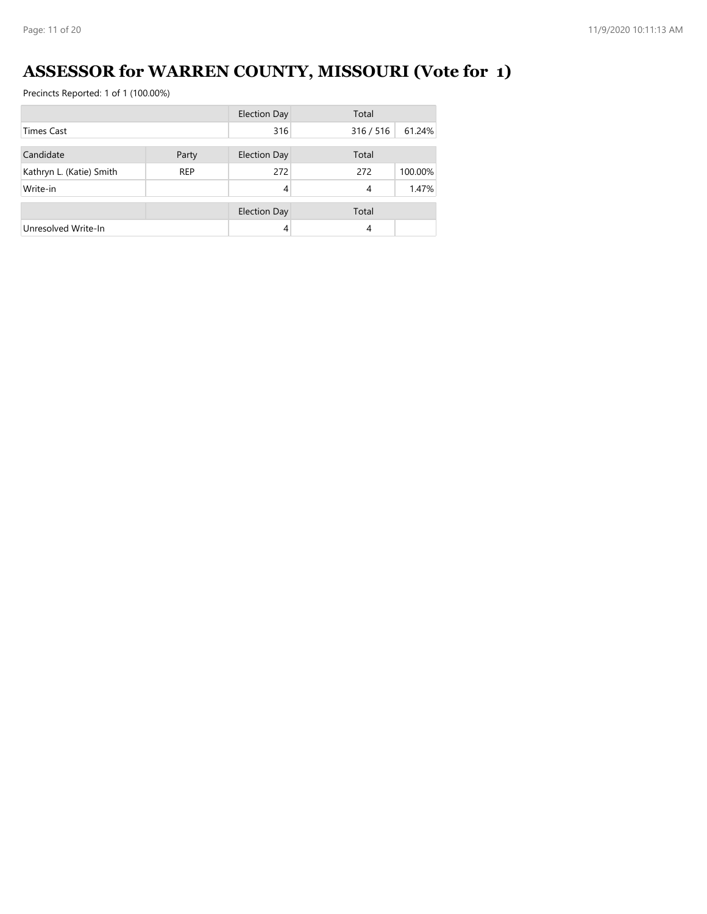# ASSESSOR for WARREN COUNTY, MISSOURI (Vote for 1)

Precincts Reported: 1 of 1 (100.00%)

| | | Election Day | Total | |
|---|---|---|---|---|
| Times Cast | | 316 | 316 / 516 | 61.24% |

| Candidate | Party | Election Day | Total | |
|---|---|---|---|---|
| Kathryn L. (Katie) Smith | REP | 272 | 272 | 100.00% |
| Write-in | | 4 | 4 | 1.47% |

| | | Election Day | Total | |
|---|---|---|---|---|
| Unresolved Write-In | | 4 | 4 | |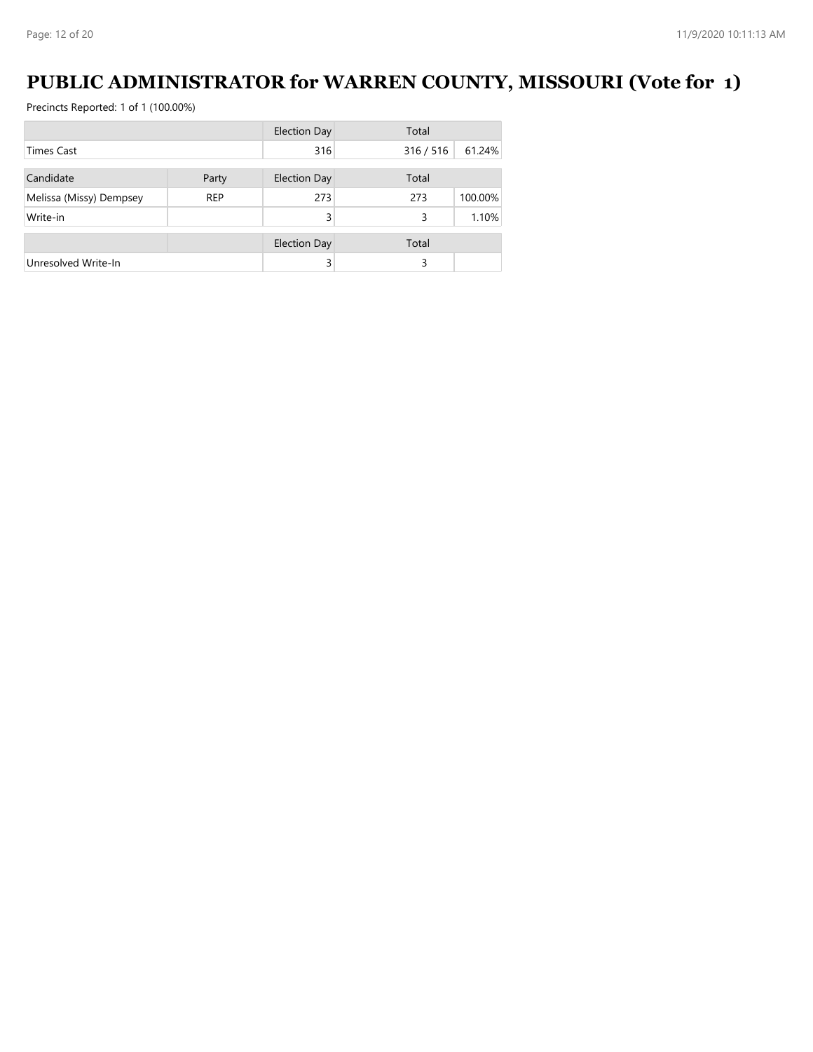# PUBLIC ADMINISTRATOR for WARREN COUNTY, MISSOURI (Vote for 1)

Precincts Reported: 1 of 1 (100.00%)

| | | Election Day | Total | |
|---|---|---|---|---|
| Times Cast | | 316 | 316 / 516 | 61.24% |

| Candidate | Party | Election Day | Total | |
|---|---|---|---|---|
| Melissa (Missy) Dempsey | REP | 273 | 273 | 100.00% |
| Write-in | | 3 | 3 | 1.10% |

| | | Election Day | Total | |
|---|---|---|---|---|
| Unresolved Write-In | | 3 | 3 | |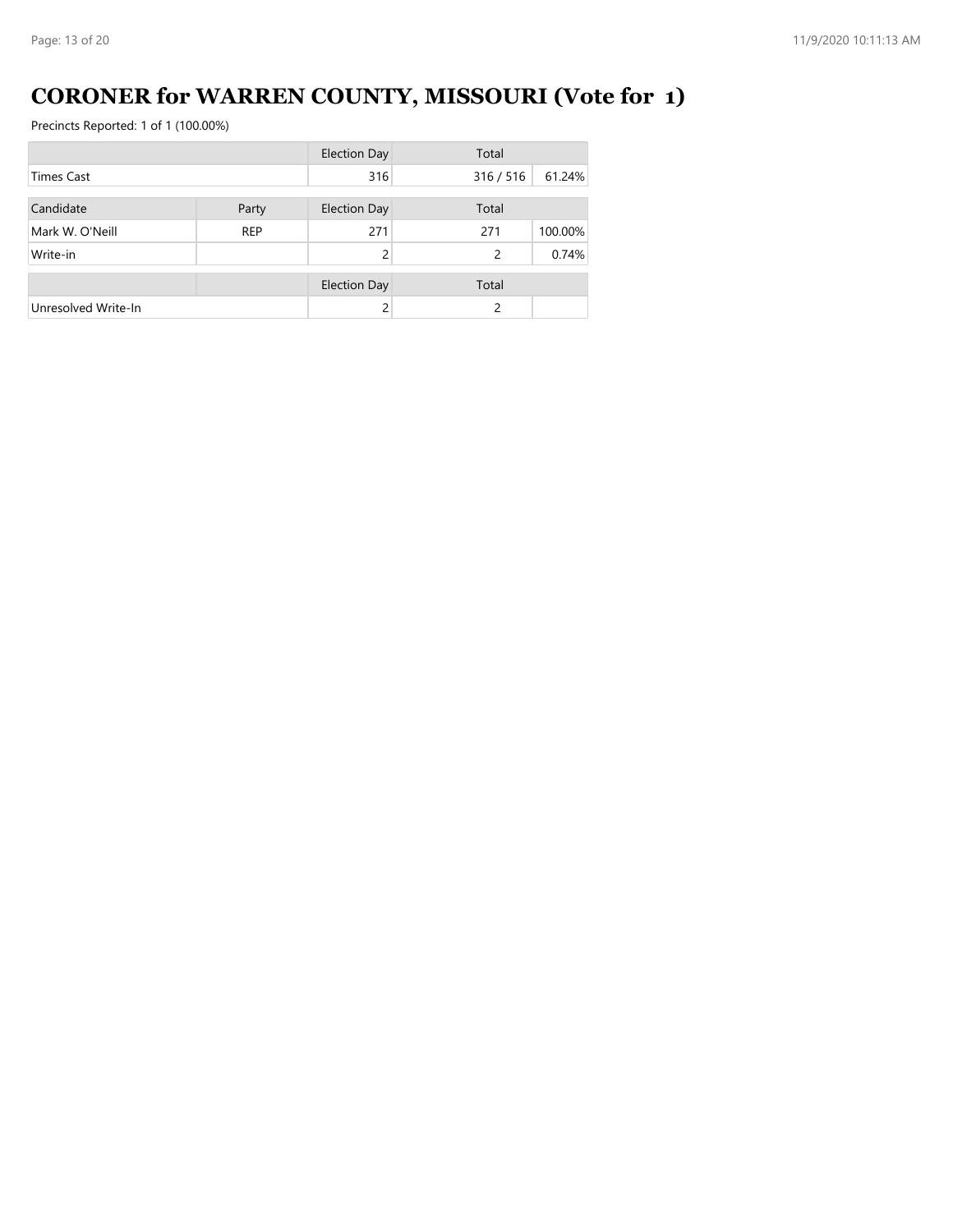# CORONER for WARREN COUNTY, MISSOURI (Vote for 1)

Precincts Reported: 1 of 1 (100.00%)

| | | Election Day | Total | |
|---|---|---|---|---|
| Times Cast | | 316 | 316 / 516 | 61.24% |

| Candidate | Party | Election Day | Total | |
|---|---|---|---|---|
| Mark W. O'Neill | REP | 271 | 271 | 100.00% |
| Write-in | | 2 | 2 | 0.74% |

| | | Election Day | Total | |
|---|---|---|---|---|
| Unresolved Write-In | | 2 | 2 | |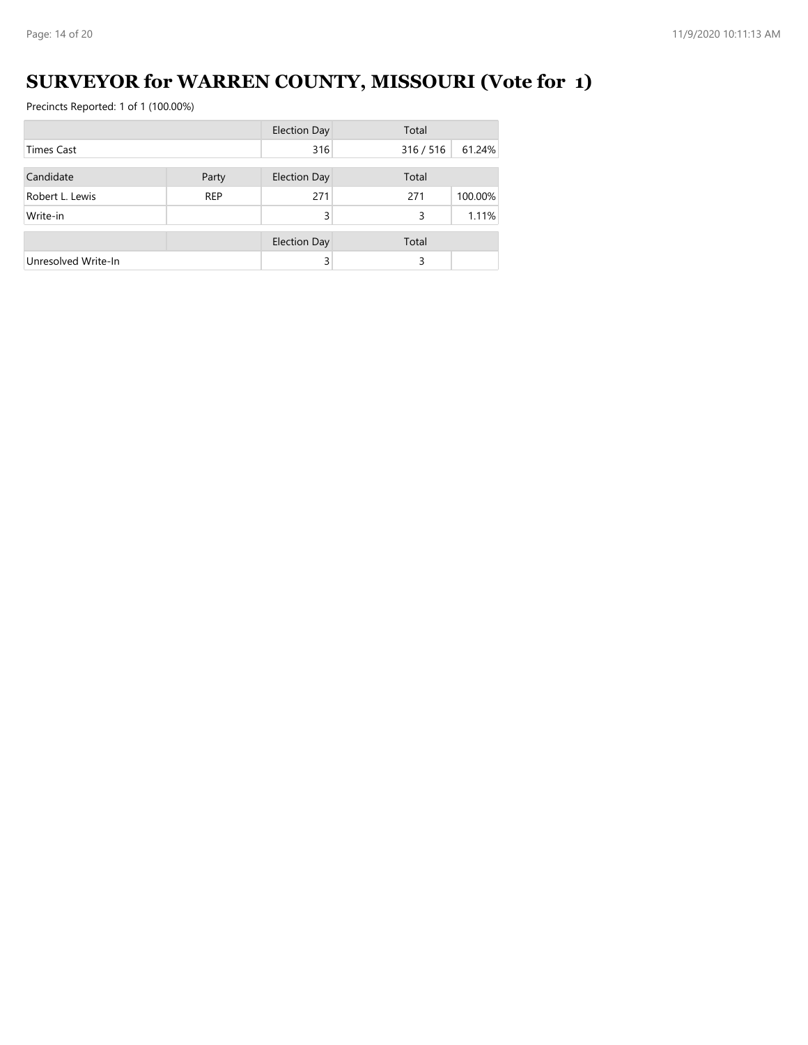# SURVEYOR for WARREN COUNTY, MISSOURI (Vote for 1)

Precincts Reported: 1 of 1 (100.00%)

| | | Election Day | Total | |
|---|---|---|---|---|
| Times Cast | | 316 | 316 / 516 | 61.24% |

| Candidate | Party | Election Day | Total | |
|---|---|---|---|---|
| Robert L. Lewis | REP | 271 | 271 | 100.00% |
| Write-in | | 3 | 3 | 1.11% |

| | | Election Day | Total | |
|---|---|---|---|---|
| Unresolved Write-In | | 3 | 3 | |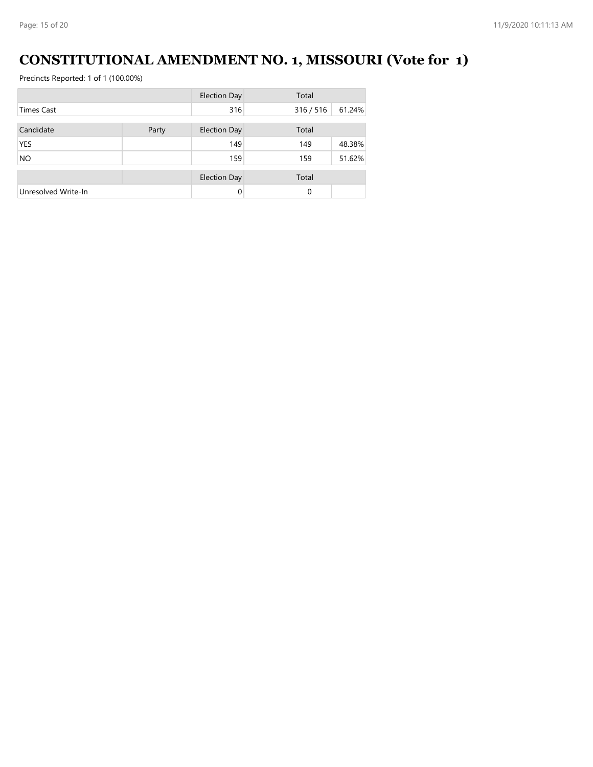# CONSTITUTIONAL AMENDMENT NO. 1, MISSOURI (Vote for 1)

Precincts Reported: 1 of 1 (100.00%)

| | | Election Day | Total | |
|---|---|---|---|---|
| Times Cast | | 316 | 316 / 516 | 61.24% |

| Candidate | Party | Election Day | Total | |
|---|---|---|---|---|
| YES | | 149 | 149 | 48.38% |
| NO | | 159 | 159 | 51.62% |

| | | Election Day | Total | |
|---|---|---|---|---|
| Unresolved Write-In | | 0 | 0 | |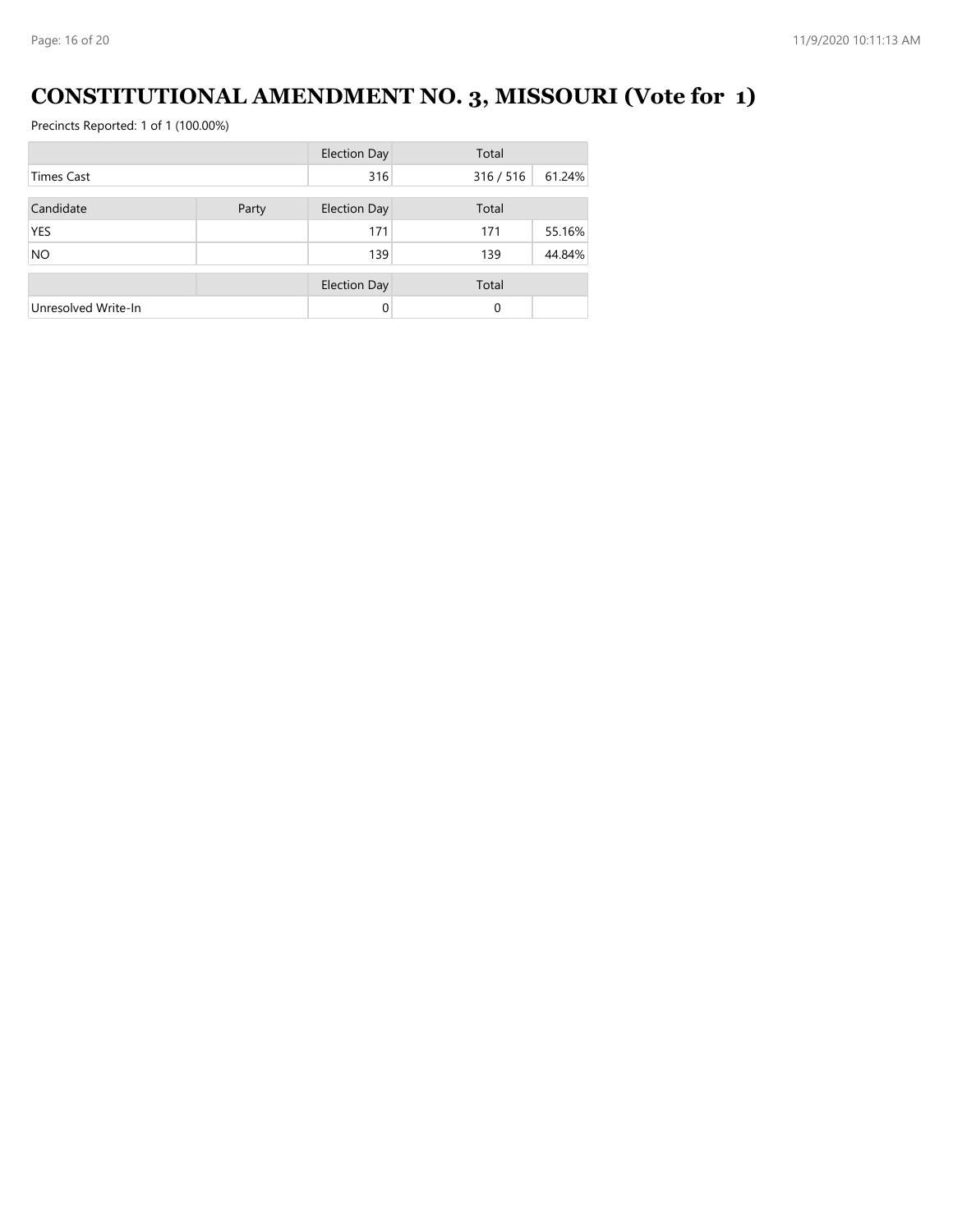# CONSTITUTIONAL AMENDMENT NO. 3, MISSOURI (Vote for 1)

Precincts Reported: 1 of 1 (100.00%)

| | | Election Day | Total | |
|---|---|---|---|---|
| Times Cast | | 316 | 316 / 516 | 61.24% |

| Candidate | Party | Election Day | Total | |
|---|---|---|---|---|
| YES | | 171 | 171 | 55.16% |
| NO | | 139 | 139 | 44.84% |

| | | Election Day | Total | |
|---|---|---|---|---|
| Unresolved Write-In | | 0 | 0 | |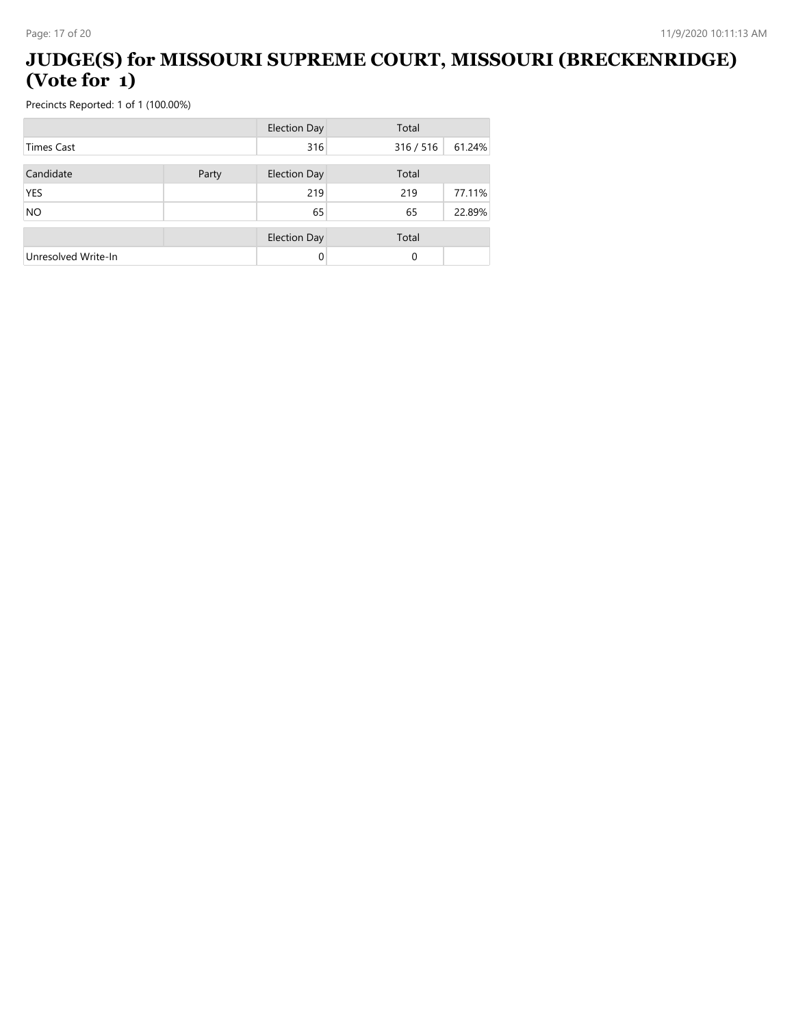# JUDGE(S) for MISSOURI SUPREME COURT, MISSOURI (BRECKENRIDGE) (Vote for 1)

Precincts Reported: 1 of 1 (100.00%)

| | | Election Day | Total | |
|---|---|---|---|---|
| Times Cast | | 316 | 316 / 516 | 61.24% |

| Candidate | Party | Election Day | Total | |
|---|---|---|---|---|
| YES | | 219 | 219 | 77.11% |
| NO | | 65 | 65 | 22.89% |

| | | Election Day | Total | |
|---|---|---|---|---|
| Unresolved Write-In | | 0 | 0 | |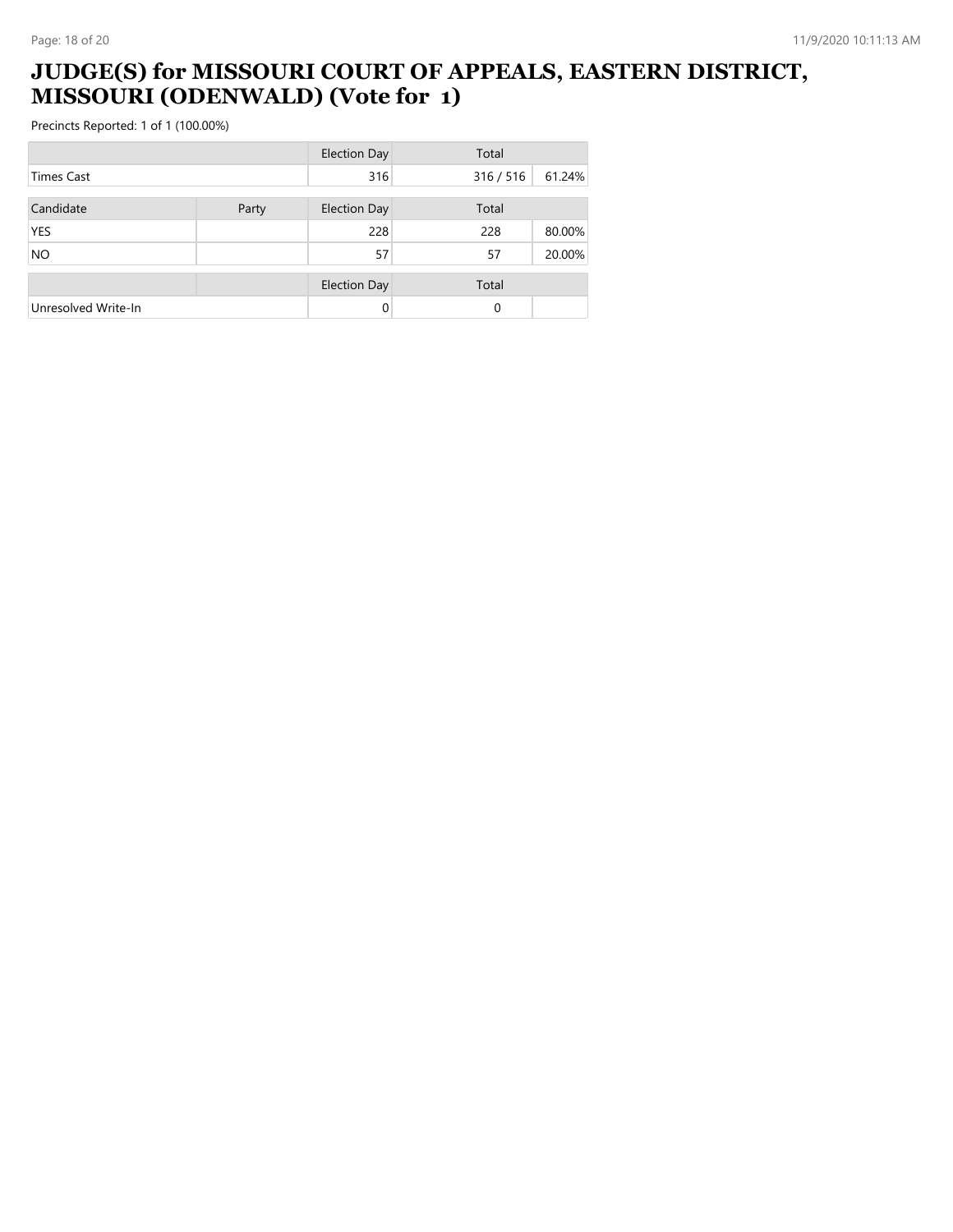# JUDGE(S) for MISSOURI COURT OF APPEALS, EASTERN DISTRICT, MISSOURI (ODENWALD) (Vote for 1)

Precincts Reported: 1 of 1 (100.00%)

| | | Election Day | Total | |
|---|---|---|---|---|
| Times Cast | | 316 | 316 / 516 | 61.24% |

| Candidate | Party | Election Day | Total | |
|---|---|---|---|---|
| YES | | 228 | 228 | 80.00% |
| NO | | 57 | 57 | 20.00% |

| | | Election Day | Total | |
|---|---|---|---|---|
| Unresolved Write-In | | 0 | 0 | |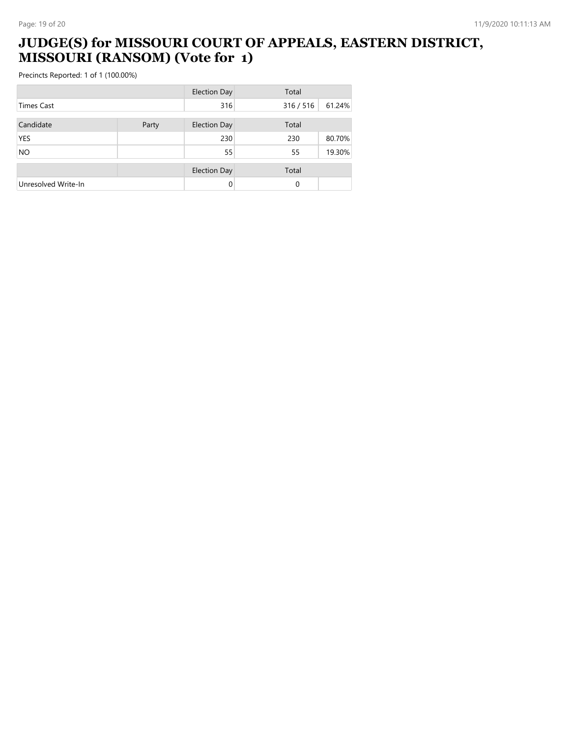# JUDGE(S) for MISSOURI COURT OF APPEALS, EASTERN DISTRICT, MISSOURI (RANSOM) (Vote for 1)

Precincts Reported: 1 of 1 (100.00%)

| | | Election Day | Total | |
|---|---|---|---|---|
| Times Cast | | 316 | 316 / 516 | 61.24% |

| Candidate | Party | Election Day | Total | |
|---|---|---|---|---|
| YES | | 230 | 230 | 80.70% |
| NO | | 55 | 55 | 19.30% |

| | | Election Day | Total | |
|---|---|---|---|---|
| Unresolved Write-In | | 0 | 0 | |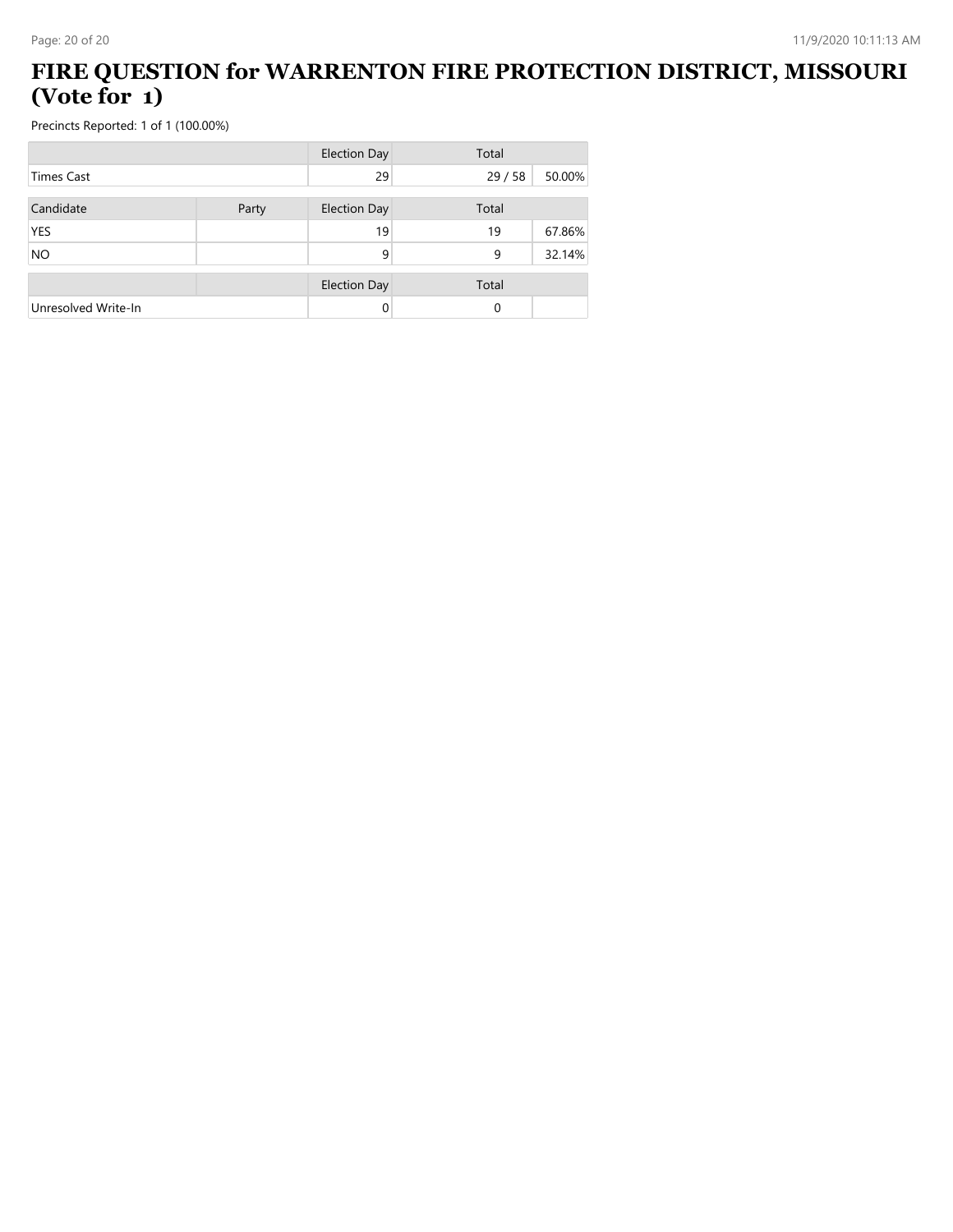# FIRE QUESTION for WARRENTON FIRE PROTECTION DISTRICT, MISSOURI (Vote for 1)

Precincts Reported: 1 of 1 (100.00%)

| | | Election Day | Total | |
|---|---|---|---|---|
| Times Cast | | 29 | 29 / 58 | 50.00% |

| Candidate | Party | Election Day | Total | |
|---|---|---|---|---|
| YES | | 19 | 19 | 67.86% |
| NO | | 9 | 9 | 32.14% |

| | | Election Day | Total | |
|---|---|---|---|---|
| Unresolved Write-In | | 0 | 0 | |